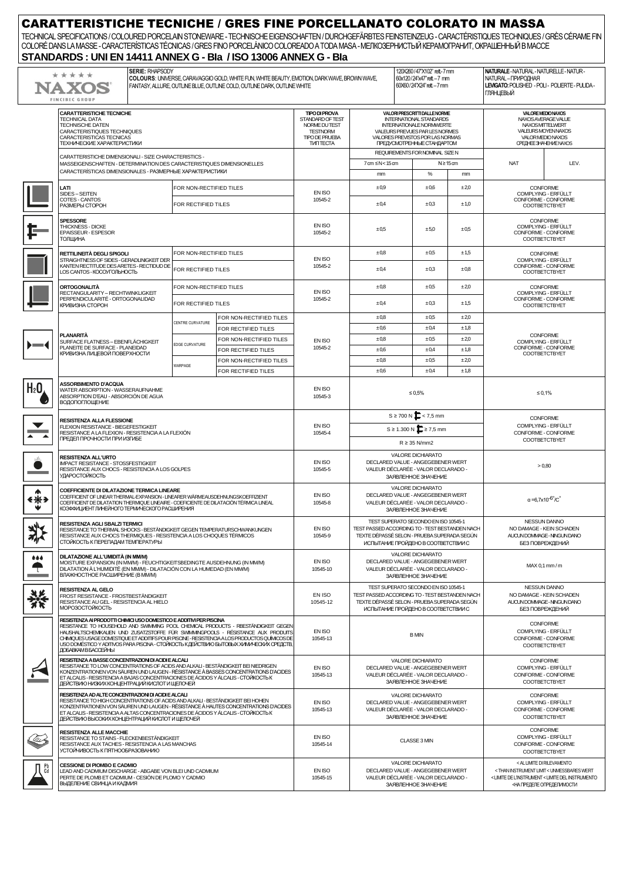# CARATTERISTICHE TECNICHE / GRES FINE PORCELLANATO COLORATO IN MASSA

TECHNICAL SPECIFICATIONS / COLOURED PORCELAIN STONEWARE - TECHNISCHE EIGENSCHAFTEN / DURCHGEFÄRBTES FEINSTEINZEUG - CARACTÉRISTIQUES TECHNIQUES / GRÈS CÉRAME FIN COLORÉ DANS LA MASSE - CARACTERÍSTICAS TÉCNICAS / GRES FINO PORCELÁNICO COLOREADO A TODA MASA - МЕЛКОЗЕРНИСТЫЙ КЕРАМОГРАНИТ, ОКРАШЕННЫЙ В МАССЕ

## STANDARDS : UNI EN 14411 ANNEX G - BIa / ISO 13006 ANNEX G - BIa

| NAXOS FINCIBEC GROUP | SERIE: RHAPSODY<br>COLOURS: UNIVERSE, CARAVAGGIO GOLD, WHITE FUN, WHITE BEAUTY, EMOTION, DARK WAVE, BROWN WAVE, FANTASY, ALLURE, OUTLINE BLUE, OUTLINE COLD, OUTLINE DARK, OUTLINE WHITE | 120X260 / 47"X102" rett. – 7 mm<br>60x120 / 24"X47" rett. – 7 mm<br>60X60 / 24"X24" rett. – 7 mm | NATURALE - NATURAL - NATURELLE - NATUR - NATURAL – ПРИРОДНАЯ<br>LEVIGATO: POLISHED - POLI - POLIERTE - PULIDA - ГЛЯНЦЕВЫЙ |
|---|---|---|---|

| CARATTERISTICHE TECNICHE<br>TECHNICAL DATA<br>TECHNISCHE DATEN<br>CARACTERISTIQUES TECHNIQUES<br>CARACTERISTICAS TECNICAS<br>ТЕХНИЧЕСКИЕ ХАРАКТЕРИСТИКИ | | | TIPO DI PROVA<br>STANDARD OF TEST<br>NORME DU TEST<br>TESTNORM<br>TIPO DE PRUEBA<br>ТИП ТЕСТА | VALORI PRESCRITTI DALLE NORME<br>INTERNATIONAL STANDARDS<br>INTERNATIONALE NORMWERTE<br>VALEURS PREVUES PAR LES NORMES<br>VALORES PREVISTOS POR LAS NORMAS<br>ПРЕДУСМОТРЕННЫЕ СТАНДАРТОМ | | | VALORE MEDIO NAXOS<br>NAXOS AVERAGE VALUE<br>NAXOS MITTELWERT<br>VALEURS MOYEN NAXOS<br>VALOR MEDIO NAXOS<br>СРЕДНЕЕ ЗНАЧЕНИЕ NAXOS | |
|---|---|---|---|---|---|---|---|---|
| CARATTERISTICHE DIMENSIONALI - SIZE CHARACTERISTICS - MASSEIGENSCHAFTEN - DETERMINATION DES CARACTERISTIQUES DIMENSIONELLES CARACTERÍSTICAS DIMENSIONALES - РАЗМЕРНЫЕ ХАРАКТЕРИСТИКИ | | | | REQUIREMENTS FOR NOMINAL SIZE N | | | | |
| | | | | 7 cm ≤ N < 15 cm | N ≥ 15 cm | | NAT | LEV. |
| | | | | mm | % | mm | | |
| LATI<br>SIDES – SEITEN<br>COTES - CANTOS<br>РАЗМЕРЫ СТОРОН | FOR NON-RECTIFIED TILES | | EN ISO 10545-2 | ±0,9 | ±0,6 | ±2,0 | CONFORME<br>COMPLYING - ERFÜLLT<br>CONFORME - CONFORME<br>СООТВЕТСТВУЕТ | |
| | FOR RECTIFIED TILES | | | ±0,4 | ±0,3 | ±1,0 | | |
| SPESSORE<br>THICKNESS - DICKE<br>EPAISSEUR - ESPESOR<br>ТОЛЩИНА | | | EN ISO 10545-2 | ±0,5 | ±5,0 | ±0,5 | CONFORME<br>COMPLYING - ERFÜLLT<br>CONFORME - CONFORME<br>СООТВЕТСТВУЕТ | |
| RETTILINEITÀ DEGLI SPIGOLI<br>STRAIGHTNESS OF SIDES - GERADLINIGKEIT DER KANTEN RECTITUDE DES ARETES - RECTITUD DE LOS CANTOS - КОСОУГОЛЬНОСТЬ | FOR NON-RECTIFIED TILES | | EN ISO 10545-2 | ±0,8 | ±0,5 | ±1,5 | CONFORME<br>COMPLYING - ERFÜLLT<br>CONFORME - CONFORME<br>СООТВЕТСТВУЕТ | |
| | FOR RECTIFIED TILES | | | ±0,4 | ±0,3 | ±0,8 | | |
| ORTOGONALITÀ<br>RECTANGULARITY – RECHTWINKLIGKEIT<br>PERPENDICULARITÉ - ORTOGONALIDAD<br>КРИВИЗНА СТОРОН | FOR NON-RECTIFIED TILES | | EN ISO 10545-2 | ±0,8 | ±0,5 | ±2,0 | CONFORME<br>COMPLYING - ERFÜLLT<br>CONFORME - CONFORME<br>СООТВЕТСТВУЕТ | |
| | FOR RECTIFIED TILES | | | ±0,4 | ±0,3 | ±1,5 | | |
| PLANARITÀ<br>SURFACE FLATNESS – EBENFLÄCHIGKEIT<br>PLANEITE DE SURFACE - PLANEIDAD<br>КРИВИЗНА ЛИЦЕВОЙ ПОВЕРХНОСТИ | CENTRE CURVATURE | FOR NON-RECTIFIED TILES | EN ISO 10545-2 | ±0,8 | ±0,5 | ±2,0 | CONFORME<br>COMPLYING - ERFÜLLT<br>CONFORME - CONFORME<br>СООТВЕТСТВУЕТ | |
| | | FOR RECTIFIED TILES | | ±0,6 | ±0,4 | ±1,8 | | |
| | EDGE CURVATURE | FOR NON-RECTIFIED TILES | | ±0,8 | ±0,5 | ±2,0 | | |
| | | FOR RECTIFIED TILES | | ±0,6 | ±0,4 | ±1,8 | | |
| | WARPAGE | FOR NON-RECTIFIED TILES | | ±0,8 | ±0,5 | ±2,0 | | |
| | | FOR RECTIFIED TILES | | ±0,6 | ±0,4 | ±1,8 | | |
| ASSORBIMENTO D'ACQUA<br>WATER ABSORPTION - WASSERAUFNAHME<br>ABSORPTION D'EAU - ABSORCIÓN DE AGUA<br>ВОДОПОГЛОЩЕНИЕ | | | EN ISO 10545-3 | ≤ 0,5% | | | ≤ 0,1% | |
| RESISTENZA ALLA FLESSIONE<br>FLEXION RESISTANCE - BIEGEFESTIGKEIT<br>RESISTANCE A LA FLEXION - RESISTENCIA A LA FLEXIÓN<br>ПРЕДЕЛ ПРОЧНОСТИ ПРИ ИЗГИБЕ | | | EN ISO 10545-4 | S ≥ 700 N < 7,5 mm<br>S ≥ 1.300 N ≥ 7,5 mm<br>R ≥ 35 N/mm2 | | | CONFORME<br>COMPLYING - ERFÜLLT<br>CONFORME - CONFORME<br>СООТВЕТСТВУЕТ | |
| RESISTENZA ALL'URTO<br>IMPACT RESISTANCE - STOSSFESTIGKEIT<br>RESISTANCE AUX CHOCS - RESISTENCIA A LOS GOLPES<br>УДАРОСТОЙКОСТЬ | | | EN ISO 10545-5 | VALORE DICHIARATO<br>DECLARED VALUE - ANGEGEBENER WERT<br>VALEUR DÉCLARÉE - VALOR DECLARADO -<br>ЗАЯВЛЕННОЕ ЗНАЧЕНИЕ | | | > 0,80 | |
| COEFFICIENTE DI DILATAZIONE TERMICA LINEARE<br>COEFFICIENT OF LINEAR THERMAL-EXPANSION - LINEARER WÄRMEAUSDEHNUNGSKOEFFIZIENT<br>COEFFICIENT DE DILATATION THERMIQUE LINEAIRE - COEFICIENTE DE DILATACIÓN TÉRMICA LINEAL<br>КОЭФФИЦИЕНТ ЛИНЕЙНОГО ТЕРМИЧЕСКОГО РАСШИРЕНИЯ | | | EN ISO 10545-8 | VALORE DICHIARATO<br>DECLARED VALUE - ANGEGEBENER WERT<br>VALEUR DÉCLARÉE - VALOR DECLARADO -<br>ЗАЯВЛЕННОЕ ЗНАЧЕНИЕ | | | $\alpha = 6{,}7 \times 10^{-6}$ /°C° | |
| RESISTENZA AGLI SBALZI TERMICI<br>RESISTANCE TO THERMAL SHOCKS - BESTÄNDIGKEIT GEGEN TEMPERATURSCHWANKUNGEN<br>RESISTANCE AUX CHOCS THERMIQUES - RESISTENCIA A LOS CHOQUES TÉRMICOS<br>СТОЙКОСТЬ К ПЕРЕПАДАМ ТЕМПЕРАТУРЫ | | | EN ISO 10545-9 | TEST SUPERATO SECONDO EN ISO 10545-1<br>TEST PASSED ACCORDING TO - TEST BESTANDEN NACH<br>TEXTE DÉPASSÉ SELON - PRUEBA SUPERADA SEGÚN<br>ИСПЫТАНИЕ ПРОЙДЕНО В СООТВЕТСТВИИ С | | | NESSUN DANNO<br>NO DAMAGE - KEIN SCHADEN<br>AUCUN DOMMAGE - NINGUN DANO<br>БЕЗ ПОВРЕЖДЕНИЙ | |
| DILATAZIONE ALL'UMIDITÀ (IN MM/M)<br>MOISTURE EXPANSION (IN MM/M) - FEUCHTIGKEITSBEDINGTE AUSDEHNUNG (IN MM/M)<br>DILATATION À L'HUMIDITÉ (EN MM/M) - DILATACIÓN CON LA HUMEDAD (EN MM/M)<br>ВЛАЖНОСТНОЕ РАСШИРЕНИЕ (В ММ/М) | | | EN ISO 10545-10 | VALORE DICHIARATO<br>DECLARED VALUE - ANGEGEBENER WERT<br>VALEUR DÉCLARÉE - VALOR DECLARADO -<br>ЗАЯВЛЕННОЕ ЗНАЧЕНИЕ | | | MAX 0,1 mm / m | |
| RESISTENZA AL GELO<br>FROST RESISTANCE - FROSTBESTÄNDIGKEIT<br>RESISTANCE AU GEL - RESISTENCIA AL HIELO<br>МОРОЗОСТОЙКОСТЬ | | | EN ISO 10545-12 | TEST SUPERATO SECONDO EN ISO 10545-1<br>TEST PASSED ACCORDING TO - TEST BESTANDEN NACH<br>TEXTE DÉPASSÉ SELON - PRUEBA SUPERADA SEGÚN<br>ИСПЫТАНИЕ ПРОЙДЕНО В СООТВЕТСТВИИ С | | | NESSUN DANNO<br>NO DAMAGE - KEIN SCHADEN<br>AUCUN DOMMAGE - NINGUN DANO<br>БЕЗ ПОВРЕЖДЕНИЙ | |
| RESISTENZA AI PRODOTTI CHIMICI USO DOMESTICO E ADDITIVI PER PISCINA<br>RESISTANCE TO HOUSEHOLD AND SWIMMING POOL CHEMICAL PRODUCTS - RBESTÄNDIGKEIT GEGEN HAUSHALTSCHEMIKALIEN UND ZUSATZSTOFFE FÜR SWIMMINGPOOLS - RÉSISTANCE AUX PRODUITS CHIMIQUES USAGE DOMESTIQUE ET ADDITIFS POUR PISCINE - RESISTENCIA A LOS PRODUCTOS QUÍMICOS DE USO DOMÉSTICO Y ADITIVOS PARA PISCINA - СТОЙКОСТЬ К ДЕЙСТВИЮ БЫТОВЫХ ХИМИЧЕСКИХ СРЕДСТВ, ДОБАВКАМ В БАССЕЙНЫ | | | EN ISO 10545-13 | B MIN | | | CONFORME<br>COMPLYING - ERFÜLLT<br>CONFORME - CONFORME<br>СООТВЕТСТВУЕТ | |
| RESISTENZA A BASSE CONCENTRAZIONI DI ACIDI E ALCALI<br>RESISTANCE TO LOW CONCENTRATIONS OF ACIDS AND ALKALI - BESTÄNDIGKEIT BEI NIEDRIGEN KONZENTRATIONEN VON SÄUREN UND LAUGEN - RÉSISTANCE À BASSES CONCENTRATIONS D'ACIDES ET ALCALIS - RESISTENCIA A BAJAS CONCENTRACIONES DE ÁCIDOS Y ÁLCALIS - СТОЙКОСТЬ К ДЕЙСТВИЮ НИЗКИХ КОНЦЕНТРАЦИЙ КИСЛОТ И ЩЕЛОЧЕЙ | | | EN ISO 10545-13 | VALORE DICHIARATO<br>DECLARED VALUE - ANGEGEBENER WERT<br>VALEUR DÉCLARÉE - VALOR DECLARADO -<br>ЗАЯВЛЕННОЕ ЗНАЧЕНИЕ | | | CONFORME<br>COMPLYING - ERFÜLLT<br>CONFORME - CONFORME<br>СООТВЕТСТВУЕТ | |
| RESISTENZA AD ALTE CONCENTRAZIONI DI ACIDI E ALCALI<br>RESISTANCE TO HIGH CONCENTRATIONS OF ACIDS AND ALKALI - BESTÄNDIGKEIT BEI HOHEN KONZENTRATIONEN VON SÄUREN UND LAUGEN - RÉSISTANCE À HAUTES CONCENTRATIONS D'ACIDES ET ALCALIS - RESISTENCIA A ALTAS CONCENTRACIONES DE ÁCIDOS Y ÁLCALIS - СТОЙКОСТЬ К ДЕЙСТВИЮ ВЫСОКИХ КОНЦЕНТРАЦИЙ КИСЛОТ И ЩЕЛОЧЕЙ | | | EN ISO 10545-13 | VALORE DICHIARATO<br>DECLARED VALUE - ANGEGEBENER WERT<br>VALEUR DÉCLARÉE - VALOR DECLARADO -<br>ЗАЯВЛЕННОЕ ЗНАЧЕНИЕ | | | CONFORME<br>COMPLYING - ERFÜLLT<br>CONFORME - CONFORME<br>СООТВЕТСТВУЕТ | |
| RESISTENZA ALLE MACCHIE<br>RESISTANCE TO STAINS - FLECKENBESTÄNDIGKEIT<br>RESISTANCE AUX TACHES - RESISTENCIA A LAS MANCHAS<br>УСТОЙЧИВОСТЬ К ПЯТНООБРАЗОВАНИЮ | | | EN ISO 10545-14 | CLASSE 3 MIN | | | CONFORME<br>COMPLYING - ERFÜLLT<br>CONFORME - CONFORME<br>СООТВЕТСТВУЕТ | |
| CESSIONE DI PIOMBO E CADMIO<br>LEAD AND CADMIUM DISCHARGE - ABGABE VON BLEI UND CADMIUM<br>PERTE DE PLOMB ET CADMIUM - CESIÓN DE PLOMO Y CADMIO<br>ВЫДЕЛЕНИЕ СВИНЦА И КАДМИЯ | | | EN ISO 10545-15 | VALORE DICHIARATO<br>DECLARED VALUE - ANGEGEBENER WERT<br>VALEUR DÉCLARÉE - VALOR DECLARADO -<br>ЗАЯВЛЕННОЕ ЗНАЧЕНИЕ | | | < AL LIMITE DI RILEVAMENTO<br>< THAN INSTRUMENT LIMIT < UNMESSBARES WERT<br>< LIMITE DE L'INSTRUMENT < LIMITE DEL INSTRUMENTO<br>< НА ПРЕДЕЛЕ ОПРЕДЕЛИМОСТИ | |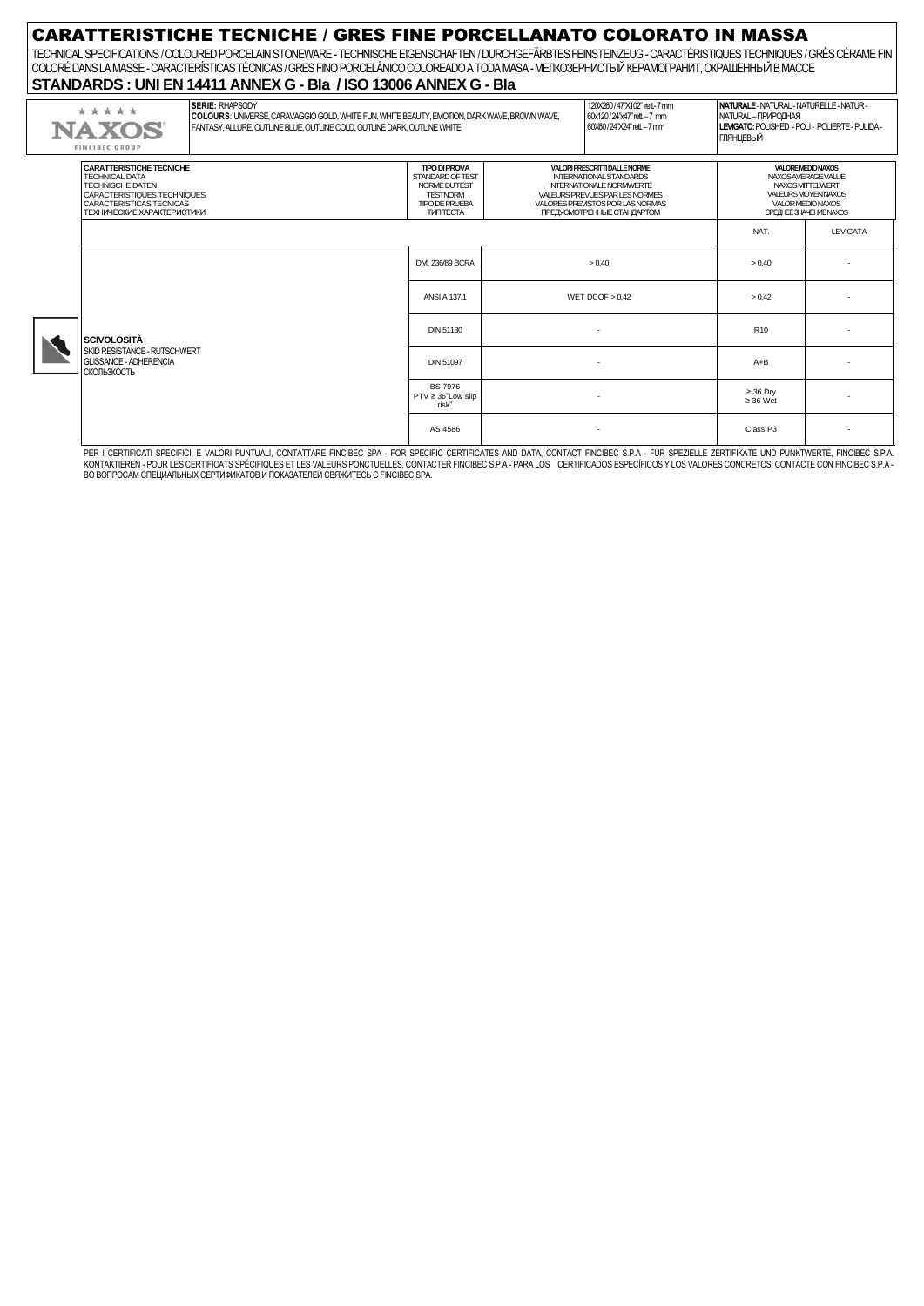# CARATTERISTICHE TECNICHE / GRES FINE PORCELLANATO COLORATO IN MASSA

TECHNICAL SPECIFICATIONS / COLOURED PORCELAIN STONEWARE - TECHNISCHE EIGENSCHAFTEN / DURCHGEFÄRBTES FEINSTEINZEUG - CARACTÉRISTIQUES TECHNIQUES / GRÈS CÉRAME FIN COLORÉ DANS LA MASSE - CARACTERÍSTICAS TÉCNICAS / GRES FINO PORCELÁNICO COLOREADO A TODA MASA - МЕЛКОЗЕРНИСТЫЙ КЕРАМОГРАНИТ, ОКРАШЕННЫЙ В МАССЕ

**STANDARDS : UNI EN 14411 ANNEX G - BIa / ISO 13006 ANNEX G - BIa**

| | | | |
|---|---|---|---|
| NAXOS FINCIBEC GROUP | **SERIE:** RHAPSODY<br>**COLOURS**: UNIVERSE, CARAVAGGIO GOLD, WHITE FUN, WHITE BEAUTY, EMOTION, DARK WAVE, BROWN WAVE, FANTASY, ALLURE, OUTLINE BLUE, OUTLINE COLD, OUTLINE DARK, OUTLINE WHITE | 120X260 / 47"X102" rett.- 7 mm<br>60x120 / 24"x47" rett. – 7 mm<br>60X60 / 24"X24" rett. – 7 mm | **NATURALE** - NATURAL - NATURELLE - NATUR - NATURAL – ПРИРОДНАЯ<br>**LEVIGATO:** POLISHED - POLI - POLIERTE - PULIDA - ГЛЯНЦЕВЫЙ |

| CARATTERISTICHE TECNICHE<br>TECHNICAL DATA<br>TECHNISCHE DATEN<br>CARACTERISTIQUES TECHNIQUES<br>CARACTERISTICAS TECNICAS<br>ТЕХНИЧЕСКИЕ ХАРАКТЕРИСТИКИ | TIPO DI PROVA<br>STANDARD OF TEST<br>NORME DU TEST<br>TESTNORM<br>TIPO DE PRUEBA<br>ТИП ТЕСТА | VALORI PRESCRITTI DALLE NORME<br>INTERNATIONAL STANDARDS<br>INTERNATIONALE NORMWERTE<br>VALEURS PREVUES PAR LES NORMES<br>VALORES PREVISTOS POR LAS NORMAS<br>ПРЕДУСМОТРЕННЫЕ СТАНДАРТОМ | VALORE MEDIO NAXOS<br>NAXOS AVERAGE VALUE<br>NAXOS MITTELWERT<br>VALEURS MOYEN NAXOS<br>VALOR MEDIO NAXOS<br>СРЕДНЕЕ ЗНАЧЕНИЕ NAXOS | |
|---|---|---|---|---|
| | | | NAT. | LEVIGATA |
| **SCIVOLOSITÀ**<br>SKID RESISTANCE - RUTSCHWERT<br>GLISSANCE - ADHERENCIA<br>СКОЛЬЗКОСТЬ | DM. 236/89 BCRA | > 0,40 | > 0,40 | - |
| | ANSI A 137.1 | WET DCOF > 0,42 | > 0,42 | - |
| | DIN 51130 | - | R10 | - |
| | DIN 51097 | - | A+B | - |
| | BS 7976<br>PTV ≥ 36"Low slip risk" | - | ≥ 36 Dry<br>≥ 36 Wet | - |
| | AS 4586 | - | Class P3 | - |

PER I CERTIFICATI SPECIFICI, E VALORI PUNTUALI, CONTATTARE FINCIBEC SPA - FOR SPECIFIC CERTIFICATES AND DATA, CONTACT FINCIBEC S.P.A - FÜR SPEZIELLE ZERTIFIKATE UND PUNKTWERTE, FINCIBEC S.P.A. KONTAKTIEREN - POUR LES CERTIFICATS SPÉCIFIQUES ET LES VALEURS PONCTUELLES, CONTACTER FINCIBEC S.P.A - PARA LOS CERTIFICADOS ESPECÍFICOS Y LOS VALORES CONCRETOS, CONTACTE CON FINCIBEC S.P.A - ВО ВОПРОСАМ СПЕЦИАЛЬНЫХ СЕРТИФИКАТОВ И ПОКАЗАТЕЛЕЙ СВЯЖИТЕСЬ С FINCIBEC SPA.